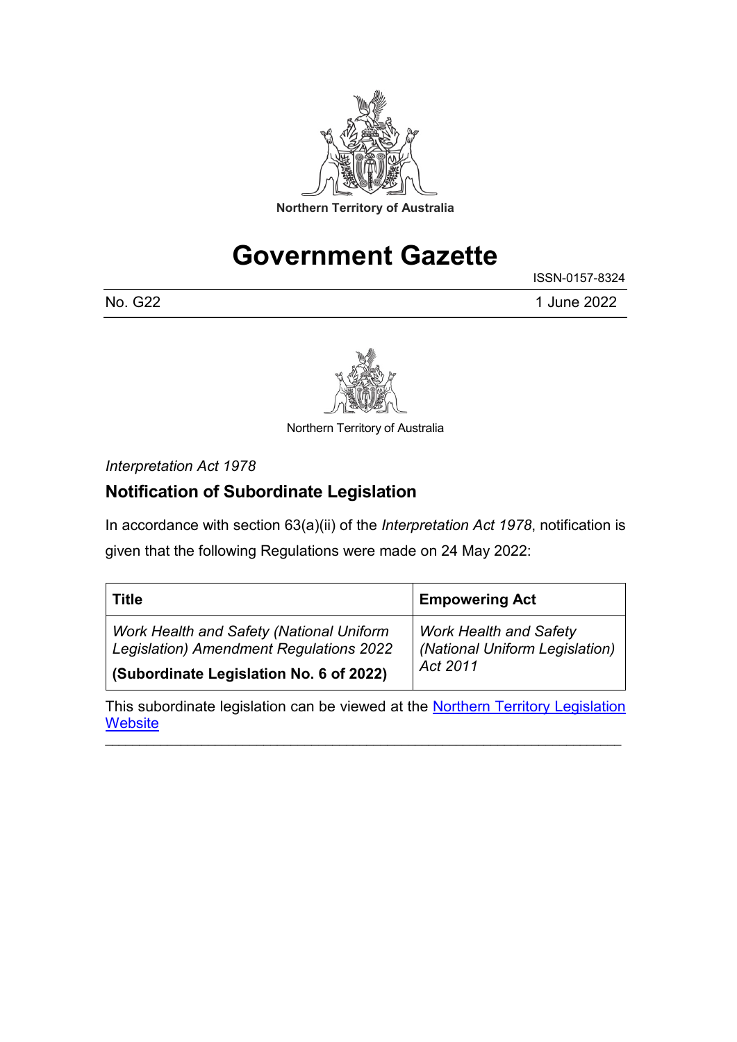Northern Territory of Australia

# Government Gazette

ISSN-0157-8324

No. G22 1 June 2022

Northern Territory of Australia

*Interpretation Act 1978*

## Notification of Subordinate Legislation

In accordance with section 63(a)(ii) of the *Interpretation Act 1978*, notification is given that the following Regulations were made on 24 May 2022:

| Title | Empowering Act |
|---|---|
| *Work Health and Safety (National Uniform Legislation) Amendment Regulations 2022* **(Subordinate Legislation No. 6 of 2022)** | *Work Health and Safety (National Uniform Legislation) Act 2011* |

This subordinate legislation can be viewed at the [Northern Territory Legislation Website]()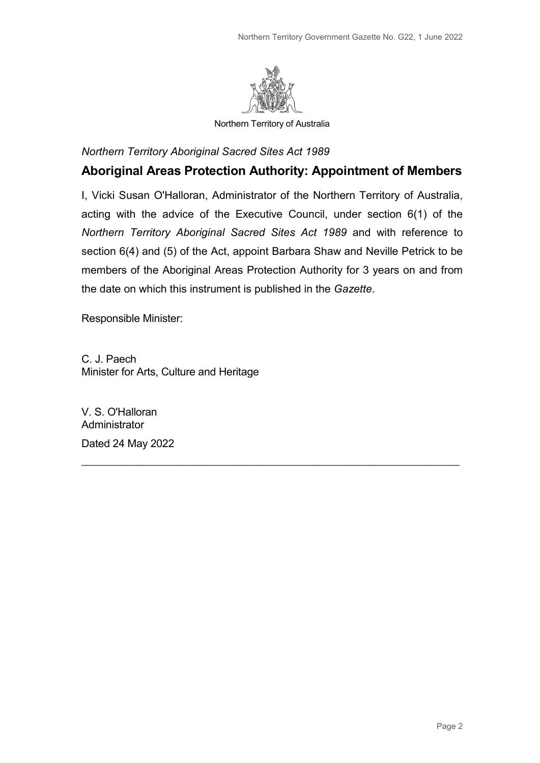Northern Territory of Australia

*Northern Territory Aboriginal Sacred Sites Act 1989*

## Aboriginal Areas Protection Authority: Appointment of Members

I, Vicki Susan O'Halloran, Administrator of the Northern Territory of Australia, acting with the advice of the Executive Council, under section 6(1) of the *Northern Territory Aboriginal Sacred Sites Act 1989* and with reference to section 6(4) and (5) of the Act, appoint Barbara Shaw and Neville Petrick to be members of the Aboriginal Areas Protection Authority for 3 years on and from the date on which this instrument is published in the *Gazette*.

Responsible Minister:

C. J. Paech
Minister for Arts, Culture and Heritage

V. S. O'Halloran
Administrator

Dated 24 May 2022

---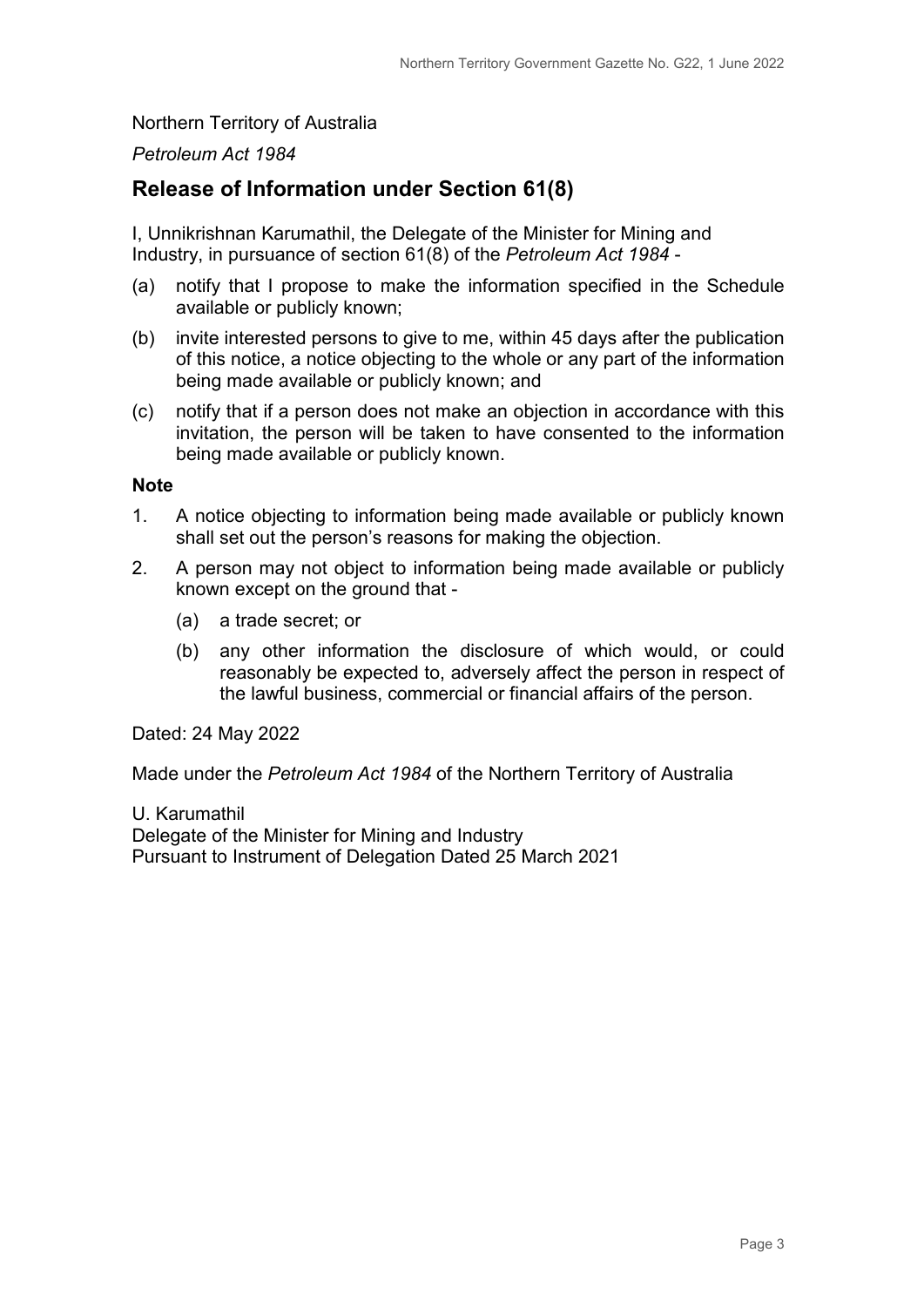Northern Territory of Australia

*Petroleum Act 1984*

## Release of Information under Section 61(8)

I, Unnikrishnan Karumathil, the Delegate of the Minister for Mining and Industry, in pursuance of section 61(8) of the *Petroleum Act 1984* -

(a) notify that I propose to make the information specified in the Schedule available or publicly known;

(b) invite interested persons to give to me, within 45 days after the publication of this notice, a notice objecting to the whole or any part of the information being made available or publicly known; and

(c) notify that if a person does not make an objection in accordance with this invitation, the person will be taken to have consented to the information being made available or publicly known.

**Note**

1. A notice objecting to information being made available or publicly known shall set out the person's reasons for making the objection.

2. A person may not object to information being made available or publicly known except on the ground that -

   (a) a trade secret; or

   (b) any other information the disclosure of which would, or could reasonably be expected to, adversely affect the person in respect of the lawful business, commercial or financial affairs of the person.

Dated: 24 May 2022

Made under the *Petroleum Act 1984* of the Northern Territory of Australia

U. Karumathil
Delegate of the Minister for Mining and Industry
Pursuant to Instrument of Delegation Dated 25 March 2021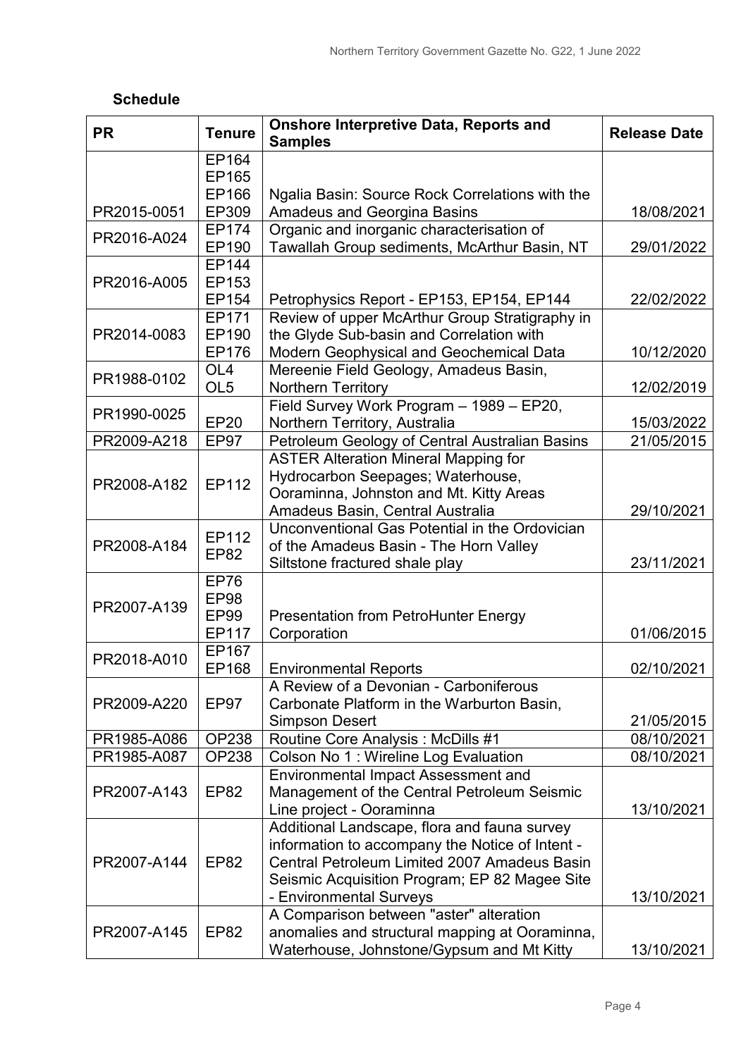**Schedule**

| PR | Tenure | Onshore Interpretive Data, Reports and Samples | Release Date |
|---|---|---|---|
| PR2015-0051 | EP164 EP165 EP166 EP309 | Ngalia Basin: Source Rock Correlations with the Amadeus and Georgina Basins | 18/08/2021 |
| PR2016-A024 | EP174 EP190 | Organic and inorganic characterisation of Tawallah Group sediments, McArthur Basin, NT | 29/01/2022 |
| PR2016-A005 | EP144 EP153 EP154 | Petrophysics Report - EP153, EP154, EP144 | 22/02/2022 |
| PR2014-0083 | EP171 EP190 EP176 | Review of upper McArthur Group Stratigraphy in the Glyde Sub-basin and Correlation with Modern Geophysical and Geochemical Data | 10/12/2020 |
| PR1988-0102 | OL4 OL5 | Mereenie Field Geology, Amadeus Basin, Northern Territory | 12/02/2019 |
| PR1990-0025 | EP20 | Field Survey Work Program – 1989 – EP20, Northern Territory, Australia | 15/03/2022 |
| PR2009-A218 | EP97 | Petroleum Geology of Central Australian Basins | 21/05/2015 |
| PR2008-A182 | EP112 | ASTER Alteration Mineral Mapping for Hydrocarbon Seepages; Waterhouse, Ooraminna, Johnston and Mt. Kitty Areas Amadeus Basin, Central Australia | 29/10/2021 |
| PR2008-A184 | EP112 EP82 | Unconventional Gas Potential in the Ordovician of the Amadeus Basin - The Horn Valley Siltstone fractured shale play | 23/11/2021 |
| PR2007-A139 | EP76 EP98 EP99 EP117 | Presentation from PetroHunter Energy Corporation | 01/06/2015 |
| PR2018-A010 | EP167 EP168 | Environmental Reports | 02/10/2021 |
| PR2009-A220 | EP97 | A Review of a Devonian - Carboniferous Carbonate Platform in the Warburton Basin, Simpson Desert | 21/05/2015 |
| PR1985-A086 | OP238 | Routine Core Analysis : McDills #1 | 08/10/2021 |
| PR1985-A087 | OP238 | Colson No 1 : Wireline Log Evaluation | 08/10/2021 |
| PR2007-A143 | EP82 | Environmental Impact Assessment and Management of the Central Petroleum Seismic Line project - Ooraminna | 13/10/2021 |
| PR2007-A144 | EP82 | Additional Landscape, flora and fauna survey information to accompany the Notice of Intent - Central Petroleum Limited 2007 Amadeus Basin Seismic Acquisition Program; EP 82 Magee Site - Environmental Surveys | 13/10/2021 |
| PR2007-A145 | EP82 | A Comparison between "aster" alteration anomalies and structural mapping at Ooraminna, Waterhouse, Johnstone/Gypsum and Mt Kitty | 13/10/2021 |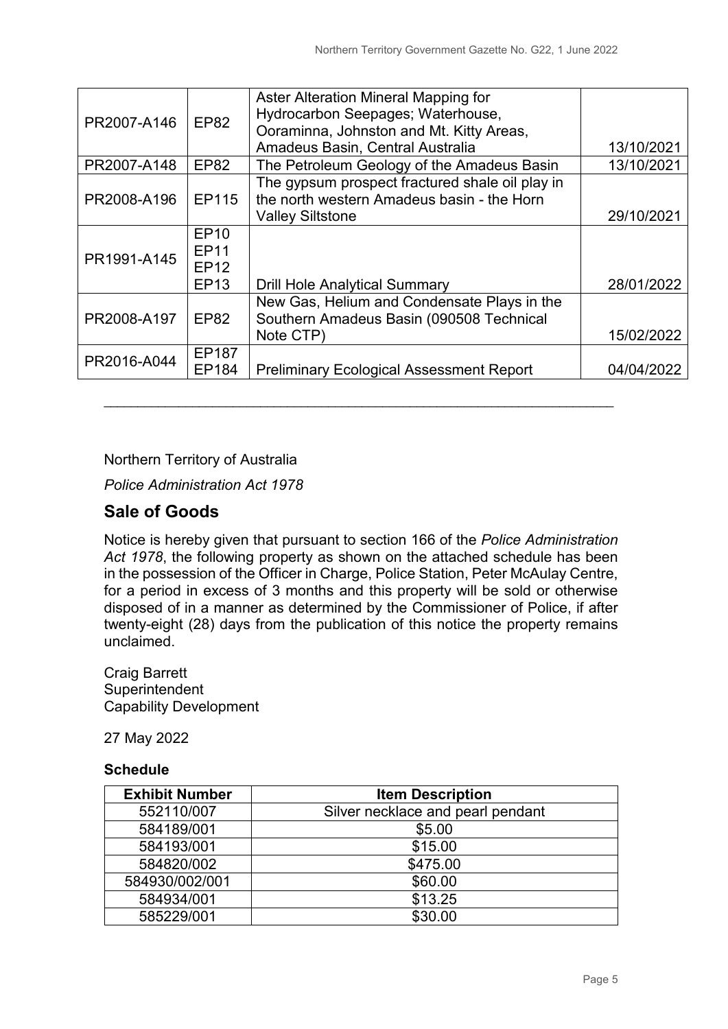| PR2007-A146 | EP82 | Aster Alteration Mineral Mapping for Hydrocarbon Seepages; Waterhouse, Ooraminna, Johnston and Mt. Kitty Areas, Amadeus Basin, Central Australia | 13/10/2021 |
|---|---|---|---|
| PR2007-A148 | EP82 | The Petroleum Geology of the Amadeus Basin | 13/10/2021 |
| PR2008-A196 | EP115 | The gypsum prospect fractured shale oil play in the north western Amadeus basin - the Horn Valley Siltstone | 29/10/2021 |
| PR1991-A145 | EP10 EP11 EP12 EP13 | Drill Hole Analytical Summary | 28/01/2022 |
| PR2008-A197 | EP82 | New Gas, Helium and Condensate Plays in the Southern Amadeus Basin (090508 Technical Note CTP) | 15/02/2022 |
| PR2016-A044 | EP187 EP184 | Preliminary Ecological Assessment Report | 04/04/2022 |

---

Northern Territory of Australia

*Police Administration Act 1978*

## Sale of Goods

Notice is hereby given that pursuant to section 166 of the *Police Administration Act 1978*, the following property as shown on the attached schedule has been in the possession of the Officer in Charge, Police Station, Peter McAulay Centre, for a period in excess of 3 months and this property will be sold or otherwise disposed of in a manner as determined by the Commissioner of Police, if after twenty-eight (28) days from the publication of this notice the property remains unclaimed.

Craig Barrett
Superintendent
Capability Development

27 May 2022

**Schedule**

| Exhibit Number | Item Description |
|---|---|
| 552110/007 | Silver necklace and pearl pendant |
| 584189/001 | $5.00 |
| 584193/001 | $15.00 |
| 584820/002 | $475.00 |
| 584930/002/001 | $60.00 |
| 584934/001 | $13.25 |
| 585229/001 | $30.00 |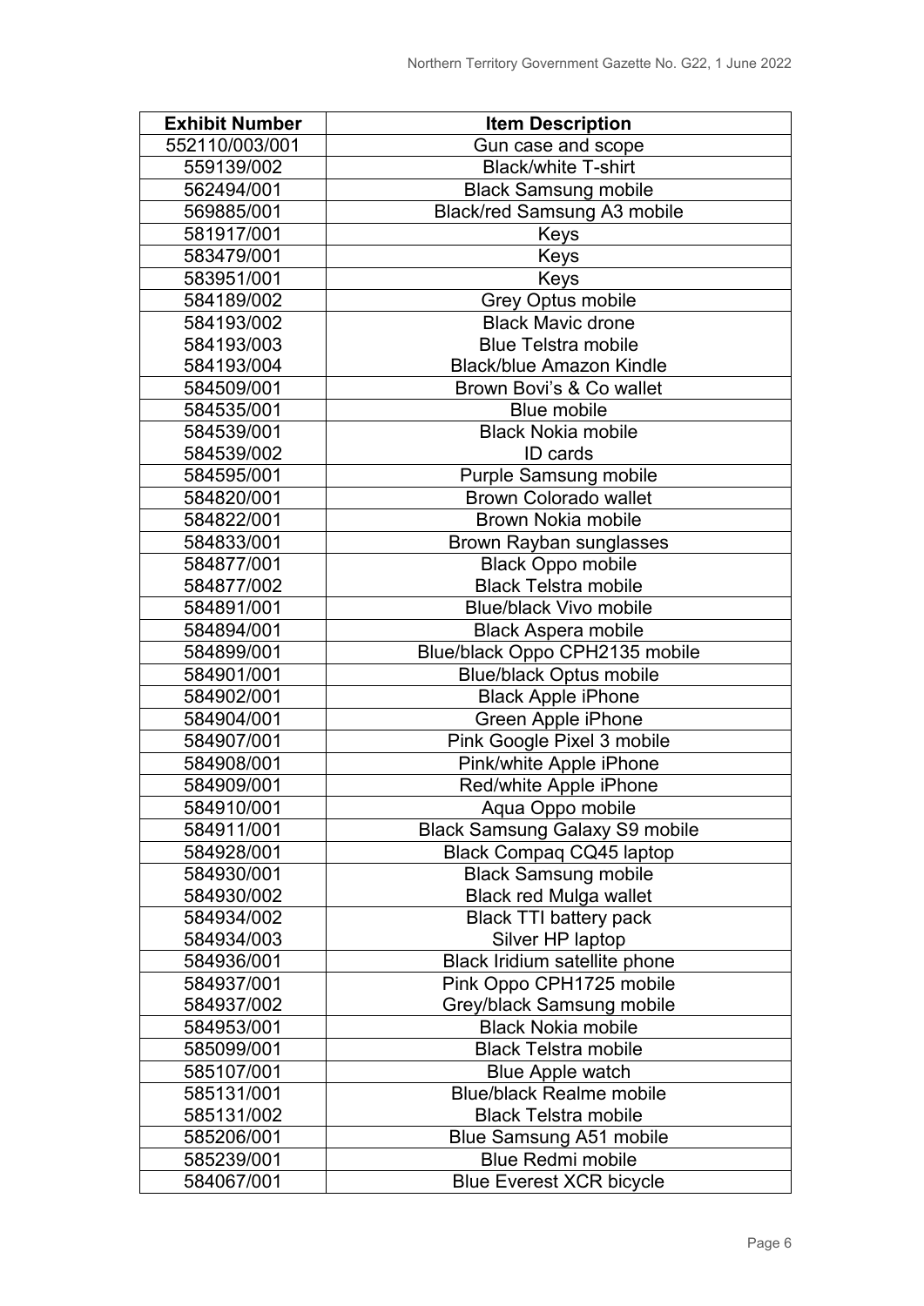| Exhibit Number | Item Description |
|---|---|
| 552110/003/001 | Gun case and scope |
| 559139/002 | Black/white T-shirt |
| 562494/001 | Black Samsung mobile |
| 569885/001 | Black/red Samsung A3 mobile |
| 581917/001 | Keys |
| 583479/001 | Keys |
| 583951/001 | Keys |
| 584189/002 | Grey Optus mobile |
| 584193/002 | Black Mavic drone |
| 584193/003 | Blue Telstra mobile |
| 584193/004 | Black/blue Amazon Kindle |
| 584509/001 | Brown Bovi's & Co wallet |
| 584535/001 | Blue mobile |
| 584539/001 | Black Nokia mobile |
| 584539/002 | ID cards |
| 584595/001 | Purple Samsung mobile |
| 584820/001 | Brown Colorado wallet |
| 584822/001 | Brown Nokia mobile |
| 584833/001 | Brown Rayban sunglasses |
| 584877/001 | Black Oppo mobile |
| 584877/002 | Black Telstra mobile |
| 584891/001 | Blue/black Vivo mobile |
| 584894/001 | Black Aspera mobile |
| 584899/001 | Blue/black Oppo CPH2135 mobile |
| 584901/001 | Blue/black Optus mobile |
| 584902/001 | Black Apple iPhone |
| 584904/001 | Green Apple iPhone |
| 584907/001 | Pink Google Pixel 3 mobile |
| 584908/001 | Pink/white Apple iPhone |
| 584909/001 | Red/white Apple iPhone |
| 584910/001 | Aqua Oppo mobile |
| 584911/001 | Black Samsung Galaxy S9 mobile |
| 584928/001 | Black Compaq CQ45 laptop |
| 584930/001 | Black Samsung mobile |
| 584930/002 | Black red Mulga wallet |
| 584934/002 | Black TTI battery pack |
| 584934/003 | Silver HP laptop |
| 584936/001 | Black Iridium satellite phone |
| 584937/001 | Pink Oppo CPH1725 mobile |
| 584937/002 | Grey/black Samsung mobile |
| 584953/001 | Black Nokia mobile |
| 585099/001 | Black Telstra mobile |
| 585107/001 | Blue Apple watch |
| 585131/001 | Blue/black Realme mobile |
| 585131/002 | Black Telstra mobile |
| 585206/001 | Blue Samsung A51 mobile |
| 585239/001 | Blue Redmi mobile |
| 584067/001 | Blue Everest XCR bicycle |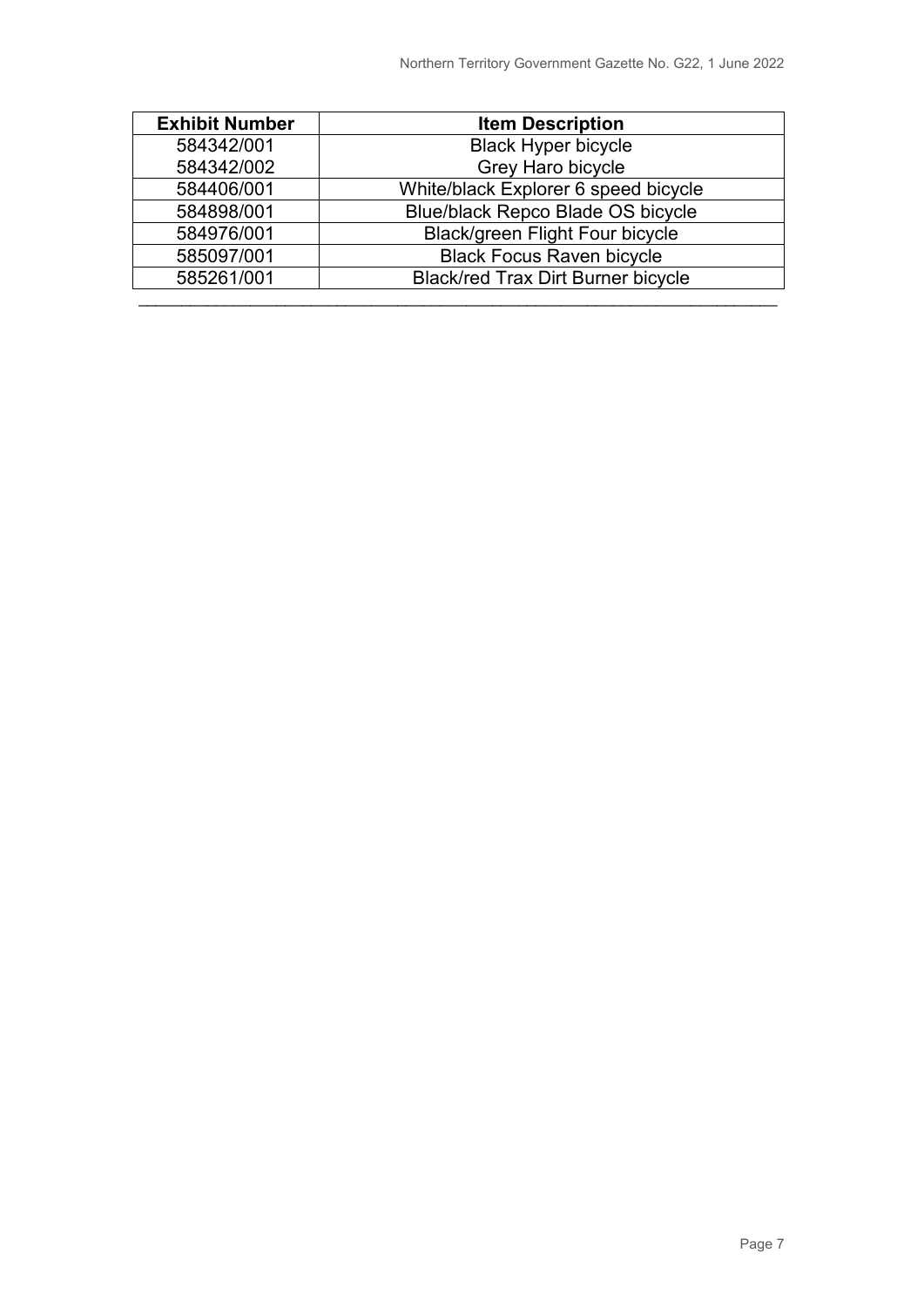| Exhibit Number | Item Description |
| --- | --- |
| 584342/001 | Black Hyper bicycle |
| 584342/002 | Grey Haro bicycle |
| 584406/001 | White/black Explorer 6 speed bicycle |
| 584898/001 | Blue/black Repco Blade OS bicycle |
| 584976/001 | Black/green Flight Four bicycle |
| 585097/001 | Black Focus Raven bicycle |
| 585261/001 | Black/red Trax Dirt Burner bicycle |

---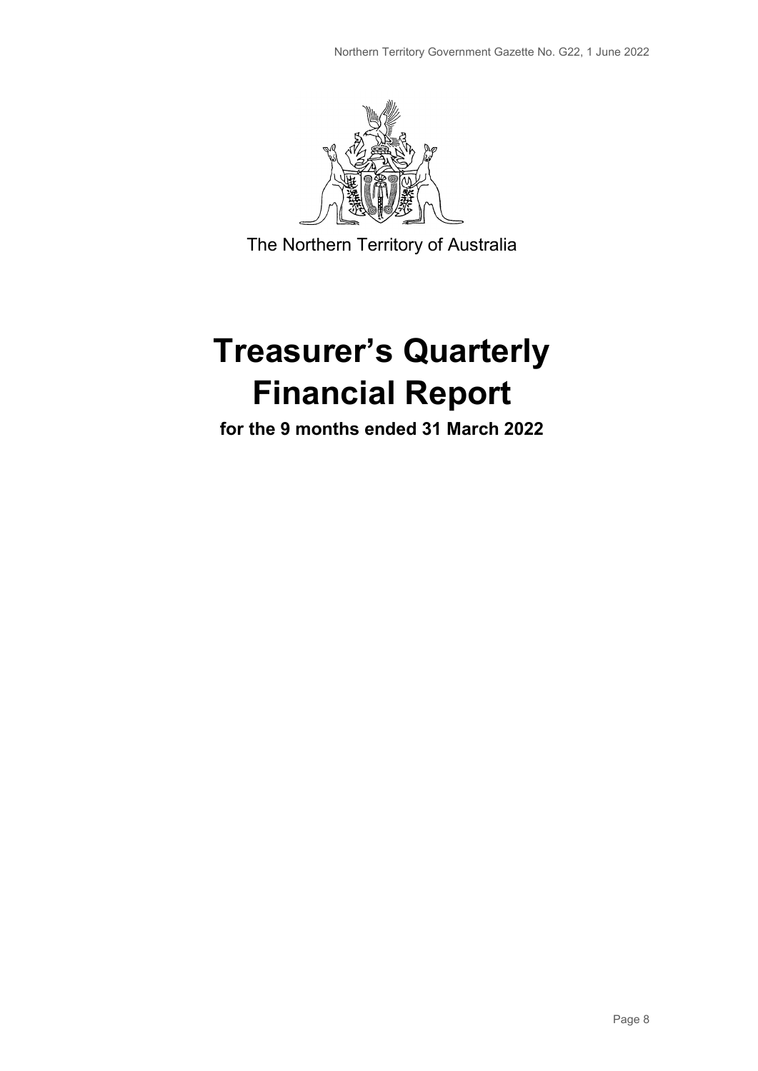The Northern Territory of Australia

# Treasurer's Quarterly Financial Report

**for the 9 months ended 31 March 2022**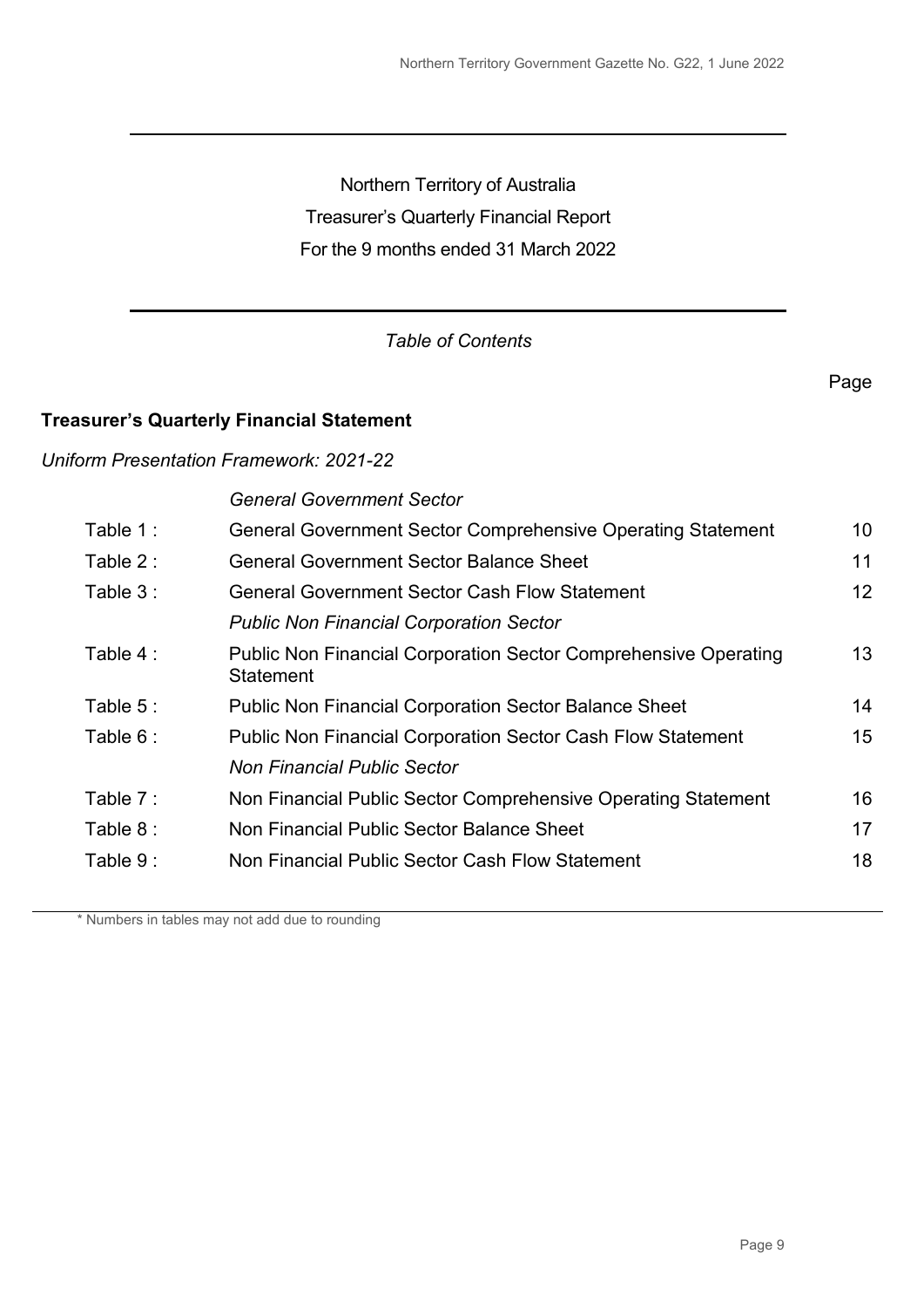Northern Territory of Australia

Treasurer's Quarterly Financial Report

For the 9 months ended 31 March 2022

*Table of Contents*

| | | Page |
|---|---|---|
| **Treasurer's Quarterly Financial Statement** | | |
| *Uniform Presentation Framework: 2021-22* | | |
| | *General Government Sector* | |
| Table 1 : | General Government Sector Comprehensive Operating Statement | 10 |
| Table 2 : | General Government Sector Balance Sheet | 11 |
| Table 3 : | General Government Sector Cash Flow Statement | 12 |
| | *Public Non Financial Corporation Sector* | |
| Table 4 : | Public Non Financial Corporation Sector Comprehensive Operating Statement | 13 |
| Table 5 : | Public Non Financial Corporation Sector Balance Sheet | 14 |
| Table 6 : | Public Non Financial Corporation Sector Cash Flow Statement | 15 |
| | *Non Financial Public Sector* | |
| Table 7 : | Non Financial Public Sector Comprehensive Operating Statement | 16 |
| Table 8 : | Non Financial Public Sector Balance Sheet | 17 |
| Table 9 : | Non Financial Public Sector Cash Flow Statement | 18 |

\* Numbers in tables may not add due to rounding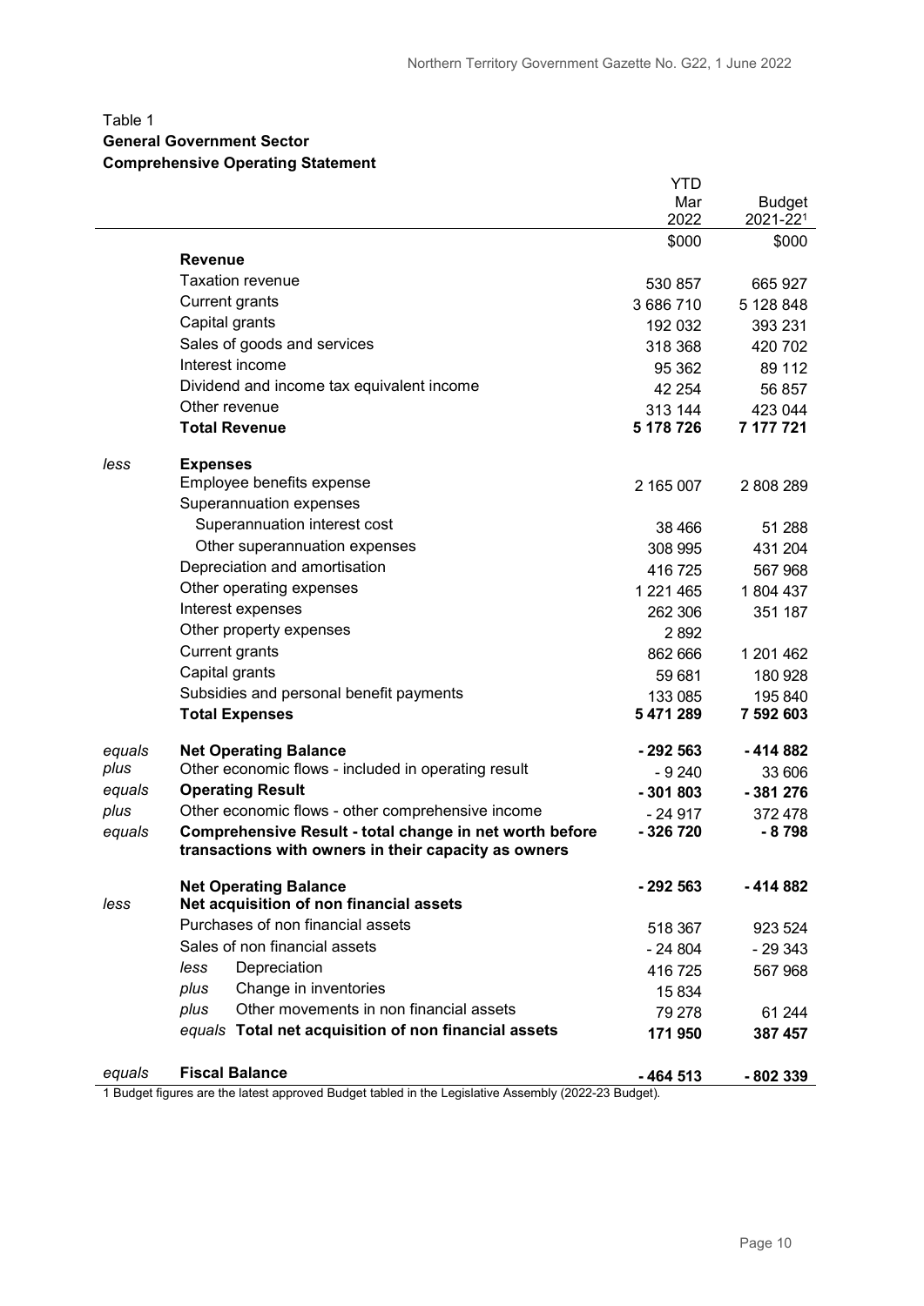Table 1
**General Government Sector**
**Comprehensive Operating Statement**

| | | YTD Mar 2022 | Budget 2021-22[1] |
|---|---|---|---|
| | | $000 | $000 |
| | **Revenue** | | |
| | Taxation revenue | 530 857 | 665 927 |
| | Current grants | 3 686 710 | 5 128 848 |
| | Capital grants | 192 032 | 393 231 |
| | Sales of goods and services | 318 368 | 420 702 |
| | Interest income | 95 362 | 89 112 |
| | Dividend and income tax equivalent income | 42 254 | 56 857 |
| | Other revenue | 313 144 | 423 044 |
| | **Total Revenue** | **5 178 726** | **7 177 721** |
| *less* | **Expenses** | | |
| | Employee benefits expense | 2 165 007 | 2 808 289 |
| | Superannuation expenses | | |
| | Superannuation interest cost | 38 466 | 51 288 |
| | Other superannuation expenses | 308 995 | 431 204 |
| | Depreciation and amortisation | 416 725 | 567 968 |
| | Other operating expenses | 1 221 465 | 1 804 437 |
| | Interest expenses | 262 306 | 351 187 |
| | Other property expenses | 2 892 | |
| | Current grants | 862 666 | 1 201 462 |
| | Capital grants | 59 681 | 180 928 |
| | Subsidies and personal benefit payments | 133 085 | 195 840 |
| | **Total Expenses** | **5 471 289** | **7 592 603** |
| *equals* | **Net Operating Balance** | **- 292 563** | **- 414 882** |
| *plus* | Other economic flows - included in operating result | - 9 240 | 33 606 |
| *equals* | **Operating Result** | **- 301 803** | **- 381 276** |
| *plus* | Other economic flows - other comprehensive income | - 24 917 | 372 478 |
| *equals* | **Comprehensive Result - total change in net worth before transactions with owners in their capacity as owners** | **- 326 720** | **- 8 798** |
| | **Net Operating Balance** | **- 292 563** | **- 414 882** |
| *less* | **Net acquisition of non financial assets** | | |
| | Purchases of non financial assets | 518 367 | 923 524 |
| | Sales of non financial assets | - 24 804 | - 29 343 |
| | *less* Depreciation | 416 725 | 567 968 |
| | *plus* Change in inventories | 15 834 | |
| | *plus* Other movements in non financial assets | 79 278 | 61 244 |
| | *equals* **Total net acquisition of non financial assets** | **171 950** | **387 457** |
| *equals* | **Fiscal Balance** | **- 464 513** | **- 802 339** |

1 Budget figures are the latest approved Budget tabled in the Legislative Assembly (2022-23 Budget).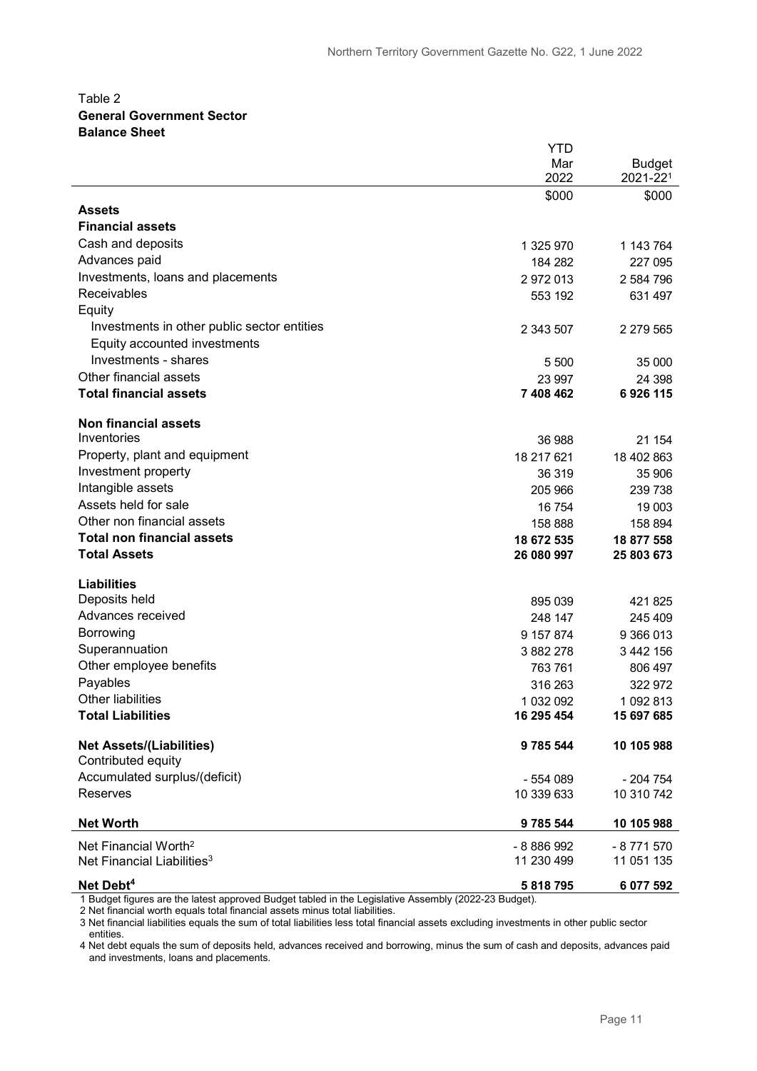Table 2
**General Government Sector**
**Balance Sheet**

| | YTD Mar 2022 | Budget 2021-22[1] |
|---|---|---|
| | $000 | $000 |
| **Assets** | | |
| **Financial assets** | | |
| Cash and deposits | 1 325 970 | 1 143 764 |
| Advances paid | 184 282 | 227 095 |
| Investments, loans and placements | 2 972 013 | 2 584 796 |
| Receivables | 553 192 | 631 497 |
| Equity | | |
| Investments in other public sector entities | 2 343 507 | 2 279 565 |
| Equity accounted investments | | |
| Investments - shares | 5 500 | 35 000 |
| Other financial assets | 23 997 | 24 398 |
| **Total financial assets** | **7 408 462** | **6 926 115** |
| **Non financial assets** | | |
| Inventories | 36 988 | 21 154 |
| Property, plant and equipment | 18 217 621 | 18 402 863 |
| Investment property | 36 319 | 35 906 |
| Intangible assets | 205 966 | 239 738 |
| Assets held for sale | 16 754 | 19 003 |
| Other non financial assets | 158 888 | 158 894 |
| **Total non financial assets** | **18 672 535** | **18 877 558** |
| **Total Assets** | **26 080 997** | **25 803 673** |
| **Liabilities** | | |
| Deposits held | 895 039 | 421 825 |
| Advances received | 248 147 | 245 409 |
| Borrowing | 9 157 874 | 9 366 013 |
| Superannuation | 3 882 278 | 3 442 156 |
| Other employee benefits | 763 761 | 806 497 |
| Payables | 316 263 | 322 972 |
| Other liabilities | 1 032 092 | 1 092 813 |
| **Total Liabilities** | **16 295 454** | **15 697 685** |
| **Net Assets/(Liabilities)** | **9 785 544** | **10 105 988** |
| Contributed equity | | |
| Accumulated surplus/(deficit) | - 554 089 | - 204 754 |
| Reserves | 10 339 633 | 10 310 742 |
| **Net Worth** | **9 785 544** | **10 105 988** |
| Net Financial Worth[2] | - 8 886 992 | - 8 771 570 |
| Net Financial Liabilities[3] | 11 230 499 | 11 051 135 |
| **Net Debt[4]** | **5 818 795** | **6 077 592** |

1 Budget figures are the latest approved Budget tabled in the Legislative Assembly (2022-23 Budget).
2 Net financial worth equals total financial assets minus total liabilities.
3 Net financial liabilities equals the sum of total liabilities less total financial assets excluding investments in other public sector entities.
4 Net debt equals the sum of deposits held, advances received and borrowing, minus the sum of cash and deposits, advances paid and investments, loans and placements.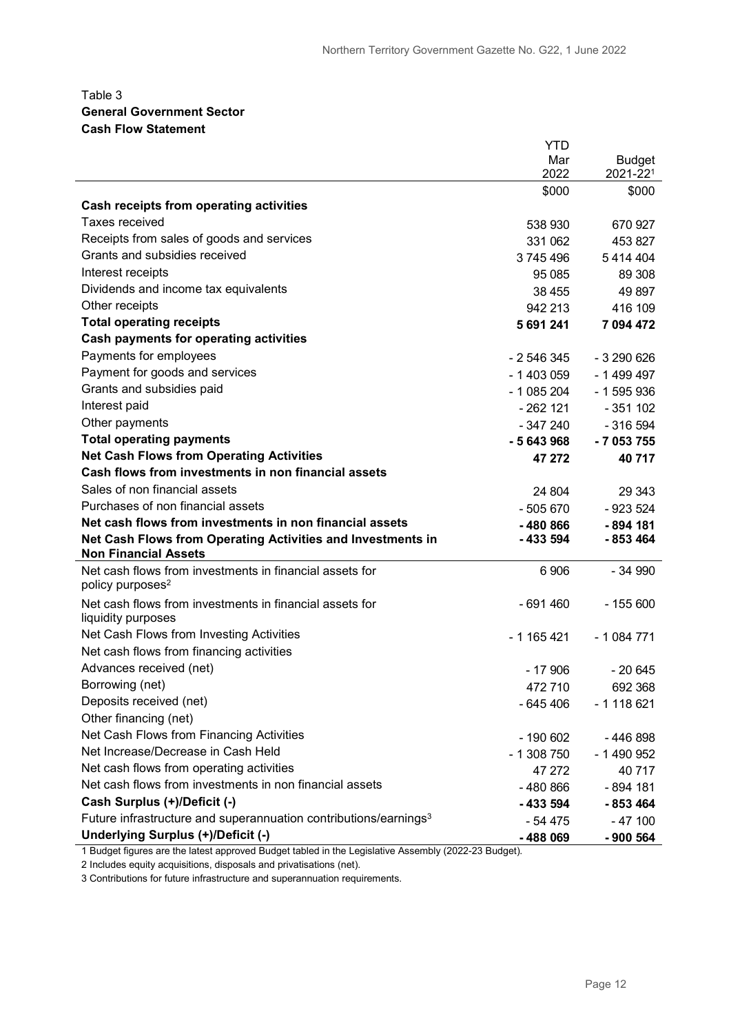Table 3

**General Government Sector**

**Cash Flow Statement**

| | YTD Mar 2022 | Budget 2021-22[1] |
|---|---|---|
| | $000 | $000 |
| **Cash receipts from operating activities** | | |
| Taxes received | 538 930 | 670 927 |
| Receipts from sales of goods and services | 331 062 | 453 827 |
| Grants and subsidies received | 3 745 496 | 5 414 404 |
| Interest receipts | 95 085 | 89 308 |
| Dividends and income tax equivalents | 38 455 | 49 897 |
| Other receipts | 942 213 | 416 109 |
| **Total operating receipts** | **5 691 241** | **7 094 472** |
| **Cash payments for operating activities** | | |
| Payments for employees | - 2 546 345 | - 3 290 626 |
| Payment for goods and services | - 1 403 059 | - 1 499 497 |
| Grants and subsidies paid | - 1 085 204 | - 1 595 936 |
| Interest paid | - 262 121 | - 351 102 |
| Other payments | - 347 240 | - 316 594 |
| **Total operating payments** | **- 5 643 968** | **- 7 053 755** |
| **Net Cash Flows from Operating Activities** | **47 272** | **40 717** |
| **Cash flows from investments in non financial assets** | | |
| Sales of non financial assets | 24 804 | 29 343 |
| Purchases of non financial assets | - 505 670 | - 923 524 |
| **Net cash flows from investments in non financial assets** | **- 480 866** | **- 894 181** |
| **Net Cash Flows from Operating Activities and Investments in Non Financial Assets** | **- 433 594** | **- 853 464** |
| Net cash flows from investments in financial assets for policy purposes[2] | 6 906 | - 34 990 |
| Net cash flows from investments in financial assets for liquidity purposes | - 691 460 | - 155 600 |
| Net Cash Flows from Investing Activities | - 1 165 421 | - 1 084 771 |
| Net cash flows from financing activities | | |
| Advances received (net) | - 17 906 | - 20 645 |
| Borrowing (net) | 472 710 | 692 368 |
| Deposits received (net) | - 645 406 | - 1 118 621 |
| Other financing (net) | | |
| Net Cash Flows from Financing Activities | - 190 602 | - 446 898 |
| Net Increase/Decrease in Cash Held | - 1 308 750 | - 1 490 952 |
| Net cash flows from operating activities | 47 272 | 40 717 |
| Net cash flows from investments in non financial assets | - 480 866 | - 894 181 |
| **Cash Surplus (+)/Deficit (-)** | **- 433 594** | **- 853 464** |
| Future infrastructure and superannuation contributions/earnings[3] | - 54 475 | - 47 100 |
| **Underlying Surplus (+)/Deficit (-)** | **- 488 069** | **- 900 564** |

1 Budget figures are the latest approved Budget tabled in the Legislative Assembly (2022-23 Budget).

2 Includes equity acquisitions, disposals and privatisations (net).

3 Contributions for future infrastructure and superannuation requirements.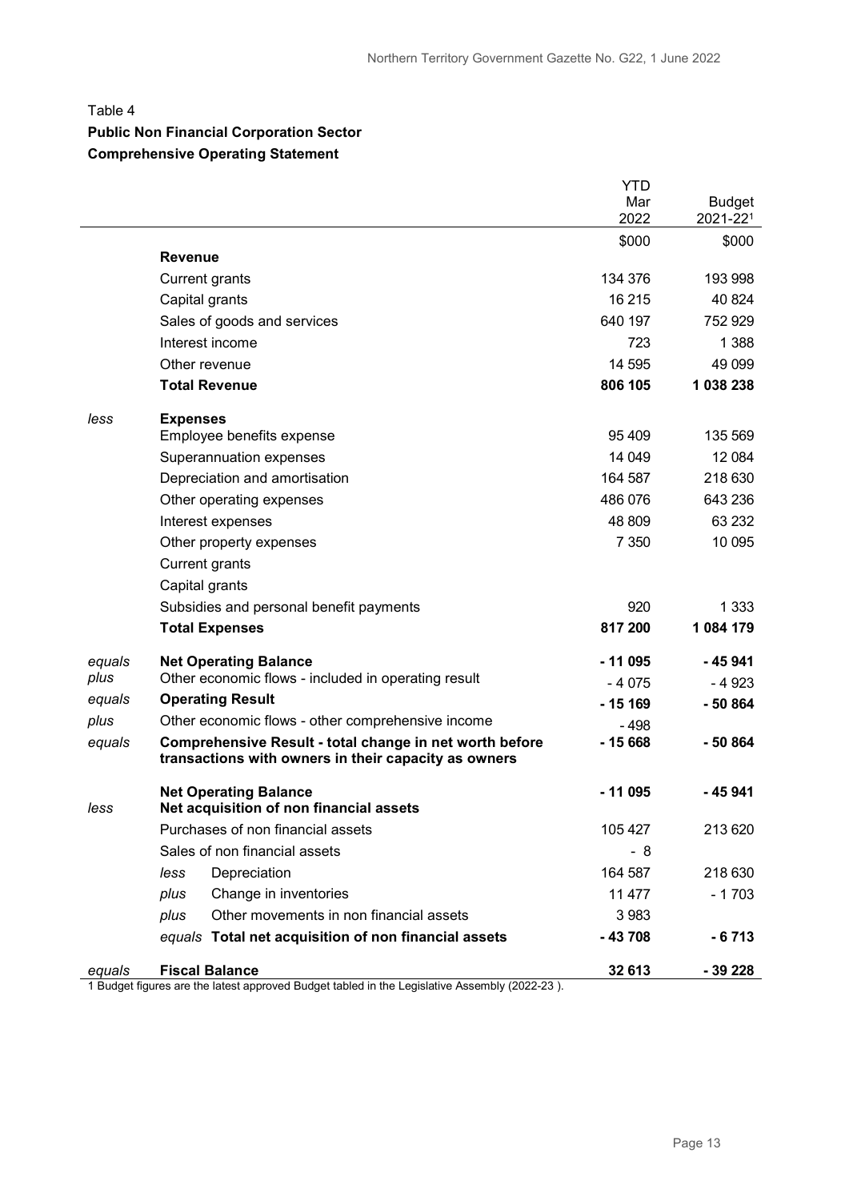Table 4

**Public Non Financial Corporation Sector**

**Comprehensive Operating Statement**

| | | YTD Mar 2022 | Budget 2021-22[1] |
|---|---|---|---|
| | | $000 | $000 |
| | **Revenue** | | |
| | Current grants | 134 376 | 193 998 |
| | Capital grants | 16 215 | 40 824 |
| | Sales of goods and services | 640 197 | 752 929 |
| | Interest income | 723 | 1 388 |
| | Other revenue | 14 595 | 49 099 |
| | **Total Revenue** | **806 105** | **1 038 238** |
| *less* | **Expenses** | | |
| | Employee benefits expense | 95 409 | 135 569 |
| | Superannuation expenses | 14 049 | 12 084 |
| | Depreciation and amortisation | 164 587 | 218 630 |
| | Other operating expenses | 486 076 | 643 236 |
| | Interest expenses | 48 809 | 63 232 |
| | Other property expenses | 7 350 | 10 095 |
| | Current grants | | |
| | Capital grants | | |
| | Subsidies and personal benefit payments | 920 | 1 333 |
| | **Total Expenses** | **817 200** | **1 084 179** |
| *equals* | **Net Operating Balance** | **- 11 095** | **- 45 941** |
| *plus* | Other economic flows - included in operating result | - 4 075 | - 4 923 |
| *equals* | **Operating Result** | **- 15 169** | **- 50 864** |
| *plus* | Other economic flows - other comprehensive income | - 498 | |
| *equals* | **Comprehensive Result - total change in net worth before transactions with owners in their capacity as owners** | **- 15 668** | **- 50 864** |
| | **Net Operating Balance** | **- 11 095** | **- 45 941** |
| *less* | **Net acquisition of non financial assets** | | |
| | Purchases of non financial assets | 105 427 | 213 620 |
| | Sales of non financial assets | - 8 | |
| | *less* Depreciation | 164 587 | 218 630 |
| | *plus* Change in inventories | 11 477 | - 1 703 |
| | *plus* Other movements in non financial assets | 3 983 | |
| | *equals* **Total net acquisition of non financial assets** | **- 43 708** | **- 6 713** |
| *equals* | **Fiscal Balance** | **32 613** | **- 39 228** |

1 Budget figures are the latest approved Budget tabled in the Legislative Assembly (2022-23 ).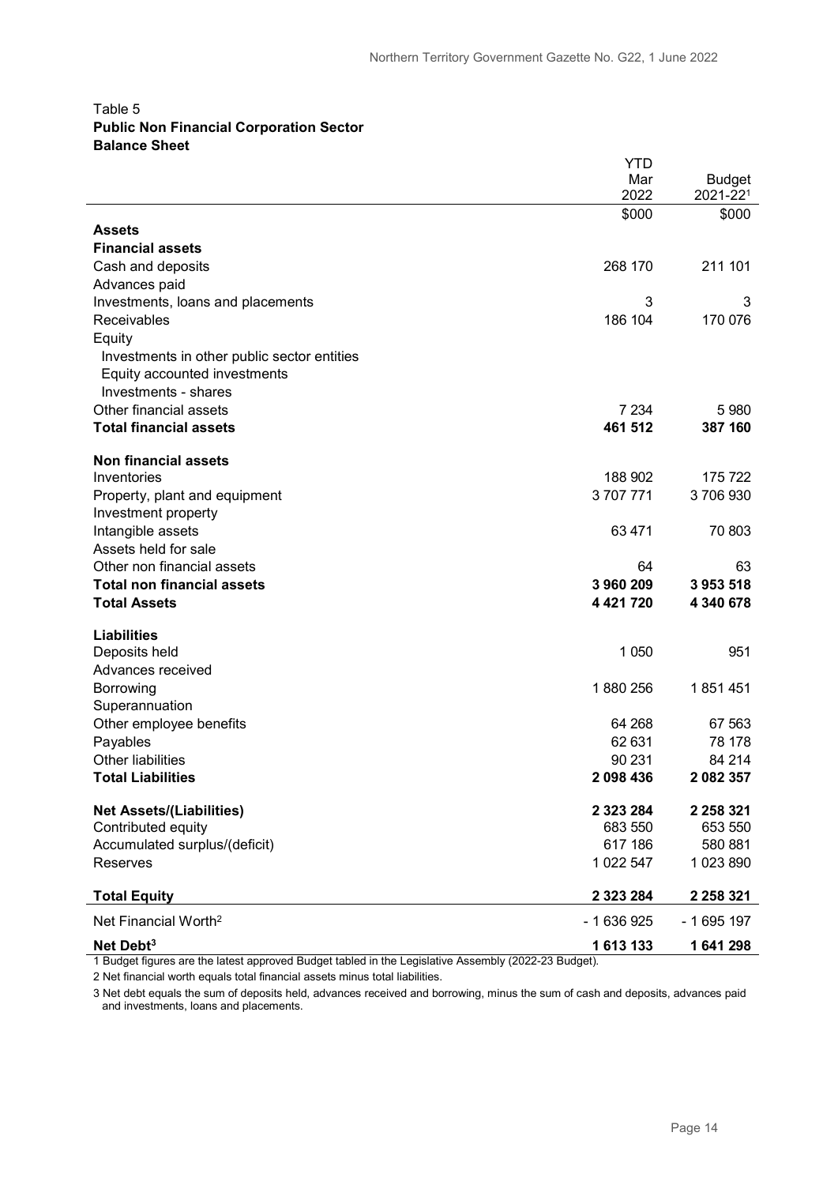Table 5
**Public Non Financial Corporation Sector**
**Balance Sheet**

| | YTD Mar 2022 | Budget 2021-22[1] |
|---|---|---|
| | $000 | $000 |
| **Assets** | | |
| **Financial assets** | | |
| Cash and deposits | 268 170 | 211 101 |
| Advances paid | | |
| Investments, loans and placements | 3 | 3 |
| Receivables | 186 104 | 170 076 |
| Equity | | |
| Investments in other public sector entities | | |
| Equity accounted investments | | |
| Investments - shares | | |
| Other financial assets | 7 234 | 5 980 |
| **Total financial assets** | **461 512** | **387 160** |
| **Non financial assets** | | |
| Inventories | 188 902 | 175 722 |
| Property, plant and equipment | 3 707 771 | 3 706 930 |
| Investment property | | |
| Intangible assets | 63 471 | 70 803 |
| Assets held for sale | | |
| Other non financial assets | 64 | 63 |
| **Total non financial assets** | **3 960 209** | **3 953 518** |
| **Total Assets** | **4 421 720** | **4 340 678** |
| **Liabilities** | | |
| Deposits held | 1 050 | 951 |
| Advances received | | |
| Borrowing | 1 880 256 | 1 851 451 |
| Superannuation | | |
| Other employee benefits | 64 268 | 67 563 |
| Payables | 62 631 | 78 178 |
| Other liabilities | 90 231 | 84 214 |
| **Total Liabilities** | **2 098 436** | **2 082 357** |
| **Net Assets/(Liabilities)** | **2 323 284** | **2 258 321** |
| Contributed equity | 683 550 | 653 550 |
| Accumulated surplus/(deficit) | 617 186 | 580 881 |
| Reserves | 1 022 547 | 1 023 890 |
| **Total Equity** | **2 323 284** | **2 258 321** |
| Net Financial Worth[2] | - 1 636 925 | - 1 695 197 |
| **Net Debt[3]** | **1 613 133** | **1 641 298** |

1 Budget figures are the latest approved Budget tabled in the Legislative Assembly (2022-23 Budget).

2 Net financial worth equals total financial assets minus total liabilities.

3 Net debt equals the sum of deposits held, advances received and borrowing, minus the sum of cash and deposits, advances paid and investments, loans and placements.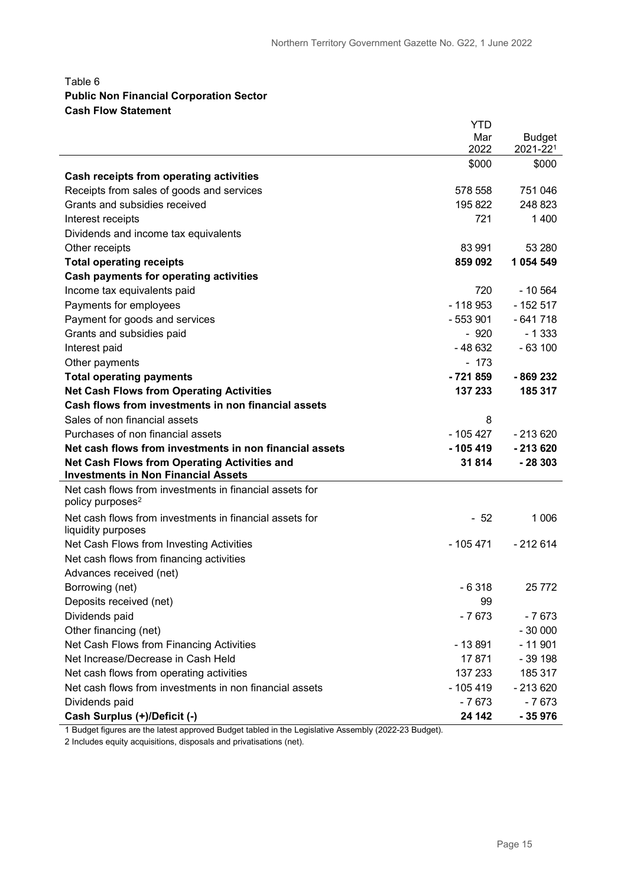Table 6
**Public Non Financial Corporation Sector**
**Cash Flow Statement**

| | YTD Mar 2022 | Budget 2021-22[1] |
|---|---|---|
| | $000 | $000 |
| **Cash receipts from operating activities** | | |
| Receipts from sales of goods and services | 578 558 | 751 046 |
| Grants and subsidies received | 195 822 | 248 823 |
| Interest receipts | 721 | 1 400 |
| Dividends and income tax equivalents | | |
| Other receipts | 83 991 | 53 280 |
| **Total operating receipts** | **859 092** | **1 054 549** |
| **Cash payments for operating activities** | | |
| Income tax equivalents paid | 720 | - 10 564 |
| Payments for employees | - 118 953 | - 152 517 |
| Payment for goods and services | - 553 901 | - 641 718 |
| Grants and subsidies paid | - 920 | - 1 333 |
| Interest paid | - 48 632 | - 63 100 |
| Other payments | - 173 | |
| **Total operating payments** | **- 721 859** | **- 869 232** |
| **Net Cash Flows from Operating Activities** | **137 233** | **185 317** |
| **Cash flows from investments in non financial assets** | | |
| Sales of non financial assets | 8 | |
| Purchases of non financial assets | - 105 427 | - 213 620 |
| **Net cash flows from investments in non financial assets** | **- 105 419** | **- 213 620** |
| **Net Cash Flows from Operating Activities and Investments in Non Financial Assets** | **31 814** | **- 28 303** |
| Net cash flows from investments in financial assets for policy purposes[2] | | |
| Net cash flows from investments in financial assets for liquidity purposes | - 52 | 1 006 |
| Net Cash Flows from Investing Activities | - 105 471 | - 212 614 |
| Net cash flows from financing activities | | |
| Advances received (net) | | |
| Borrowing (net) | - 6 318 | 25 772 |
| Deposits received (net) | 99 | |
| Dividends paid | - 7 673 | - 7 673 |
| Other financing (net) | | - 30 000 |
| Net Cash Flows from Financing Activities | - 13 891 | - 11 901 |
| Net Increase/Decrease in Cash Held | 17 871 | - 39 198 |
| Net cash flows from operating activities | 137 233 | 185 317 |
| Net cash flows from investments in non financial assets | - 105 419 | - 213 620 |
| Dividends paid | - 7 673 | - 7 673 |
| **Cash Surplus (+)/Deficit (-)** | **24 142** | **- 35 976** |

1 Budget figures are the latest approved Budget tabled in the Legislative Assembly (2022-23 Budget).

2 Includes equity acquisitions, disposals and privatisations (net).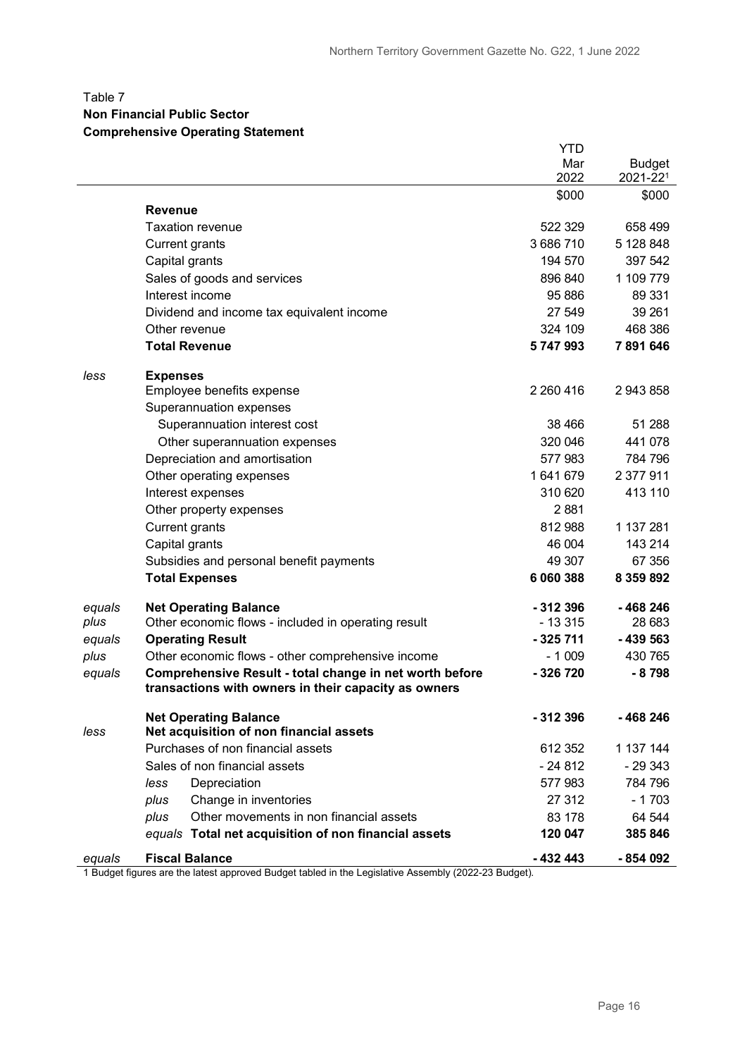Table 7
**Non Financial Public Sector**
**Comprehensive Operating Statement**

| | | YTD Mar 2022 | Budget 2021-22[1] |
|---|---|---|---|
| | | $000 | $000 |
| | **Revenue** | | |
| | Taxation revenue | 522 329 | 658 499 |
| | Current grants | 3 686 710 | 5 128 848 |
| | Capital grants | 194 570 | 397 542 |
| | Sales of goods and services | 896 840 | 1 109 779 |
| | Interest income | 95 886 | 89 331 |
| | Dividend and income tax equivalent income | 27 549 | 39 261 |
| | Other revenue | 324 109 | 468 386 |
| | **Total Revenue** | **5 747 993** | **7 891 646** |
| *less* | **Expenses** | | |
| | Employee benefits expense | 2 260 416 | 2 943 858 |
| | Superannuation expenses | | |
| | Superannuation interest cost | 38 466 | 51 288 |
| | Other superannuation expenses | 320 046 | 441 078 |
| | Depreciation and amortisation | 577 983 | 784 796 |
| | Other operating expenses | 1 641 679 | 2 377 911 |
| | Interest expenses | 310 620 | 413 110 |
| | Other property expenses | 2 881 | |
| | Current grants | 812 988 | 1 137 281 |
| | Capital grants | 46 004 | 143 214 |
| | Subsidies and personal benefit payments | 49 307 | 67 356 |
| | **Total Expenses** | **6 060 388** | **8 359 892** |
| *equals* | **Net Operating Balance** | **- 312 396** | **- 468 246** |
| *plus* | Other economic flows - included in operating result | - 13 315 | 28 683 |
| *equals* | **Operating Result** | **- 325 711** | **- 439 563** |
| *plus* | Other economic flows - other comprehensive income | - 1 009 | 430 765 |
| *equals* | **Comprehensive Result - total change in net worth before transactions with owners in their capacity as owners** | **- 326 720** | **- 8 798** |
| | **Net Operating Balance** | **- 312 396** | **- 468 246** |
| *less* | **Net acquisition of non financial assets** | | |
| | Purchases of non financial assets | 612 352 | 1 137 144 |
| | Sales of non financial assets | - 24 812 | - 29 343 |
| | *less* Depreciation | 577 983 | 784 796 |
| | *plus* Change in inventories | 27 312 | - 1 703 |
| | *plus* Other movements in non financial assets | 83 178 | 64 544 |
| | *equals* **Total net acquisition of non financial assets** | **120 047** | **385 846** |
| *equals* | **Fiscal Balance** | **- 432 443** | **- 854 092** |

1 Budget figures are the latest approved Budget tabled in the Legislative Assembly (2022-23 Budget).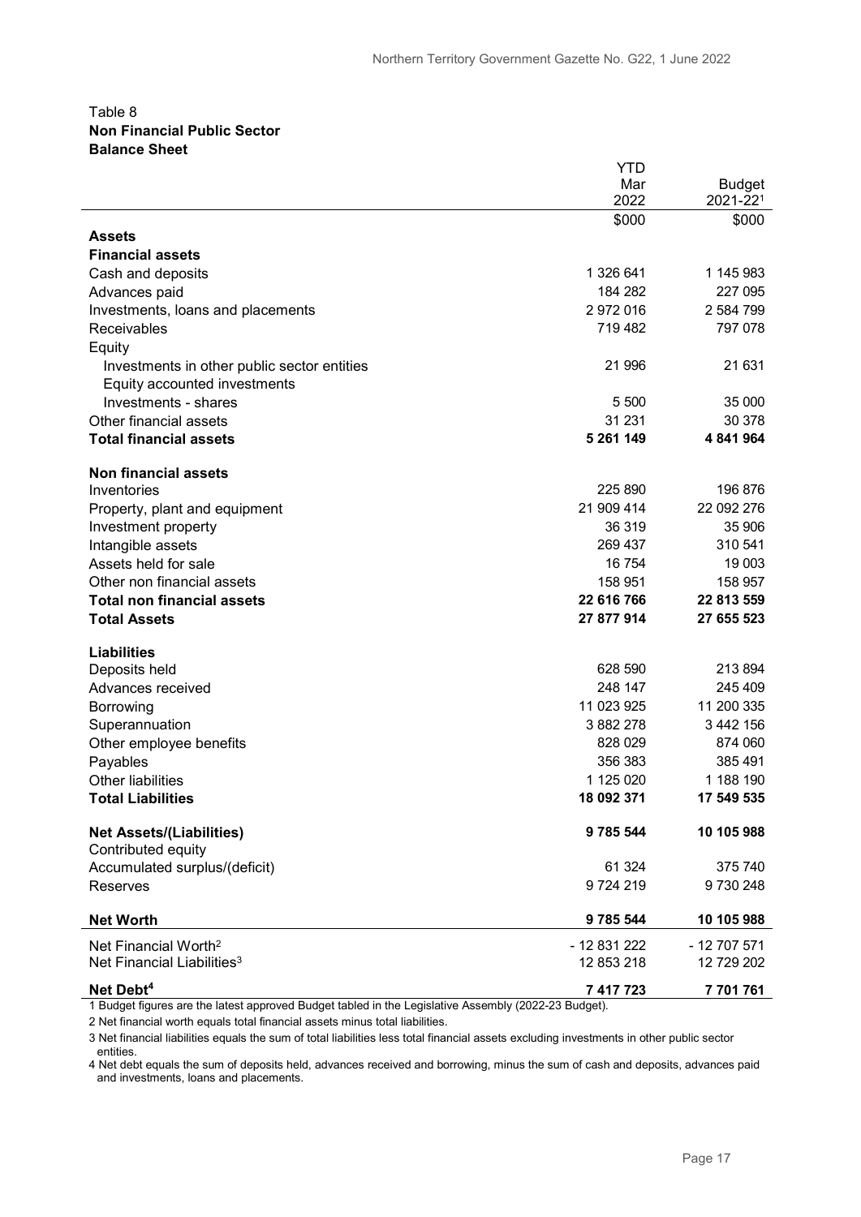Table 8
**Non Financial Public Sector**
**Balance Sheet**

| | YTD Mar 2022 | Budget 2021-22[1] |
|---|---|---|
| | $000 | $000 |
| **Assets** | | |
| **Financial assets** | | |
| Cash and deposits | 1 326 641 | 1 145 983 |
| Advances paid | 184 282 | 227 095 |
| Investments, loans and placements | 2 972 016 | 2 584 799 |
| Receivables | 719 482 | 797 078 |
| Equity | | |
| Investments in other public sector entities | 21 996 | 21 631 |
| Equity accounted investments | | |
| Investments - shares | 5 500 | 35 000 |
| Other financial assets | 31 231 | 30 378 |
| **Total financial assets** | **5 261 149** | **4 841 964** |
| | | |
| **Non financial assets** | | |
| Inventories | 225 890 | 196 876 |
| Property, plant and equipment | 21 909 414 | 22 092 276 |
| Investment property | 36 319 | 35 906 |
| Intangible assets | 269 437 | 310 541 |
| Assets held for sale | 16 754 | 19 003 |
| Other non financial assets | 158 951 | 158 957 |
| **Total non financial assets** | **22 616 766** | **22 813 559** |
| **Total Assets** | **27 877 914** | **27 655 523** |
| | | |
| **Liabilities** | | |
| Deposits held | 628 590 | 213 894 |
| Advances received | 248 147 | 245 409 |
| Borrowing | 11 023 925 | 11 200 335 |
| Superannuation | 3 882 278 | 3 442 156 |
| Other employee benefits | 828 029 | 874 060 |
| Payables | 356 383 | 385 491 |
| Other liabilities | 1 125 020 | 1 188 190 |
| **Total Liabilities** | **18 092 371** | **17 549 535** |
| | | |
| **Net Assets/(Liabilities)** | **9 785 544** | **10 105 988** |
| Contributed equity | | |
| Accumulated surplus/(deficit) | 61 324 | 375 740 |
| Reserves | 9 724 219 | 9 730 248 |
| | | |
| **Net Worth** | **9 785 544** | **10 105 988** |
| | | |
| Net Financial Worth[2] | - 12 831 222 | - 12 707 571 |
| Net Financial Liabilities[3] | 12 853 218 | 12 729 202 |
| | | |
| **Net Debt[4]** | **7 417 723** | **7 701 761** |

1 Budget figures are the latest approved Budget tabled in the Legislative Assembly (2022-23 Budget).

2 Net financial worth equals total financial assets minus total liabilities.

3 Net financial liabilities equals the sum of total liabilities less total financial assets excluding investments in other public sector entities.

4 Net debt equals the sum of deposits held, advances received and borrowing, minus the sum of cash and deposits, advances paid and investments, loans and placements.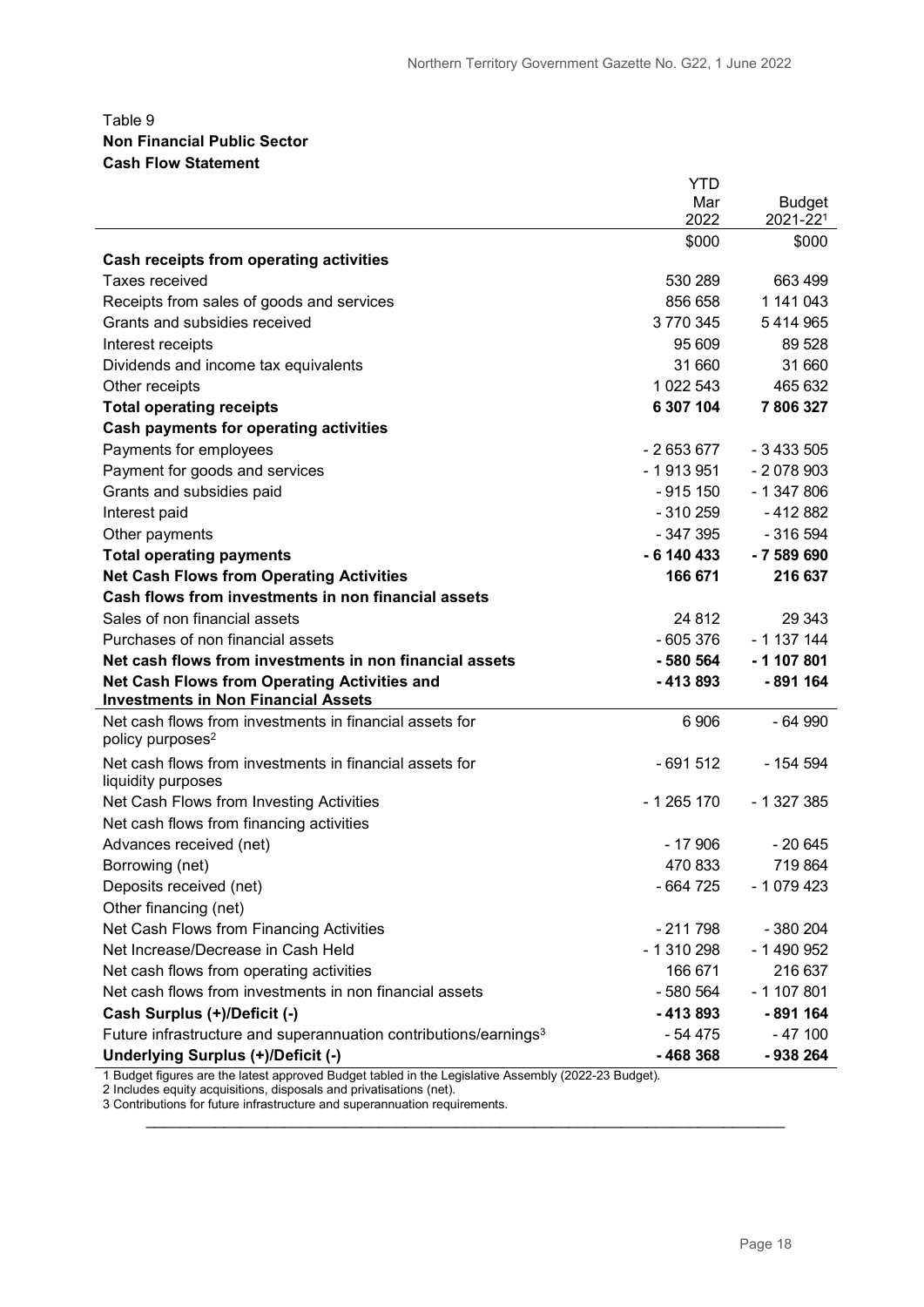Table 9

**Non Financial Public Sector**

**Cash Flow Statement**

| | YTD Mar 2022 | Budget 2021-22[1] |
|---|---|---|
| | $000 | $000 |
| **Cash receipts from operating activities** | | |
| Taxes received | 530 289 | 663 499 |
| Receipts from sales of goods and services | 856 658 | 1 141 043 |
| Grants and subsidies received | 3 770 345 | 5 414 965 |
| Interest receipts | 95 609 | 89 528 |
| Dividends and income tax equivalents | 31 660 | 31 660 |
| Other receipts | 1 022 543 | 465 632 |
| **Total operating receipts** | **6 307 104** | **7 806 327** |
| **Cash payments for operating activities** | | |
| Payments for employees | - 2 653 677 | - 3 433 505 |
| Payment for goods and services | - 1 913 951 | - 2 078 903 |
| Grants and subsidies paid | - 915 150 | - 1 347 806 |
| Interest paid | - 310 259 | - 412 882 |
| Other payments | - 347 395 | - 316 594 |
| **Total operating payments** | **- 6 140 433** | **- 7 589 690** |
| **Net Cash Flows from Operating Activities** | **166 671** | **216 637** |
| **Cash flows from investments in non financial assets** | | |
| Sales of non financial assets | 24 812 | 29 343 |
| Purchases of non financial assets | - 605 376 | - 1 137 144 |
| **Net cash flows from investments in non financial assets** | **- 580 564** | **- 1 107 801** |
| **Net Cash Flows from Operating Activities and Investments in Non Financial Assets** | **- 413 893** | **- 891 164** |
| Net cash flows from investments in financial assets for policy purposes[2] | 6 906 | - 64 990 |
| Net cash flows from investments in financial assets for liquidity purposes | - 691 512 | - 154 594 |
| Net Cash Flows from Investing Activities | - 1 265 170 | - 1 327 385 |
| Net cash flows from financing activities | | |
| Advances received (net) | - 17 906 | - 20 645 |
| Borrowing (net) | 470 833 | 719 864 |
| Deposits received (net) | - 664 725 | - 1 079 423 |
| Other financing (net) | | |
| Net Cash Flows from Financing Activities | - 211 798 | - 380 204 |
| Net Increase/Decrease in Cash Held | - 1 310 298 | - 1 490 952 |
| Net cash flows from operating activities | 166 671 | 216 637 |
| Net cash flows from investments in non financial assets | - 580 564 | - 1 107 801 |
| **Cash Surplus (+)/Deficit (-)** | **- 413 893** | **- 891 164** |
| Future infrastructure and superannuation contributions/earnings[3] | - 54 475 | - 47 100 |
| **Underlying Surplus (+)/Deficit (-)** | **- 468 368** | **- 938 264** |

1 Budget figures are the latest approved Budget tabled in the Legislative Assembly (2022-23 Budget).
2 Includes equity acquisitions, disposals and privatisations (net).
3 Contributions for future infrastructure and superannuation requirements.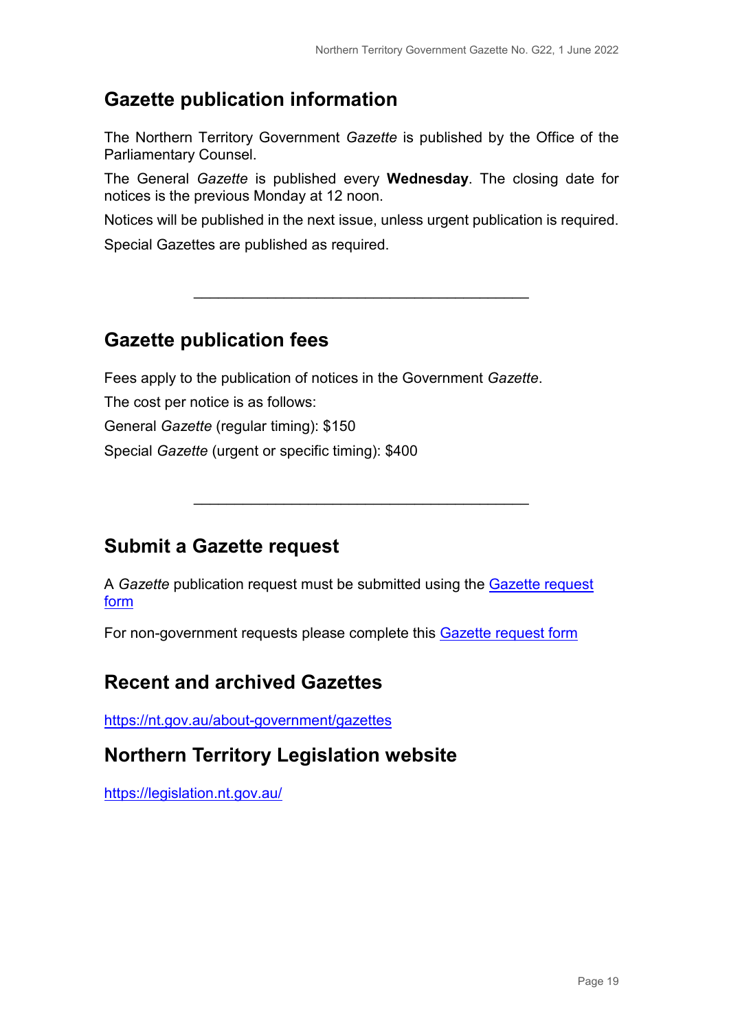## Gazette publication information

The Northern Territory Government *Gazette* is published by the Office of the Parliamentary Counsel.

The General *Gazette* is published every **Wednesday**. The closing date for notices is the previous Monday at 12 noon.

Notices will be published in the next issue, unless urgent publication is required.

Special Gazettes are published as required.

---

## Gazette publication fees

Fees apply to the publication of notices in the Government *Gazette*.

The cost per notice is as follows:

General *Gazette* (regular timing): $150

Special *Gazette* (urgent or specific timing): $400

---

## Submit a Gazette request

A *Gazette* publication request must be submitted using the Gazette request form

For non-government requests please complete this Gazette request form

## Recent and archived Gazettes

https://nt.gov.au/about-government/gazettes

## Northern Territory Legislation website

https://legislation.nt.gov.au/